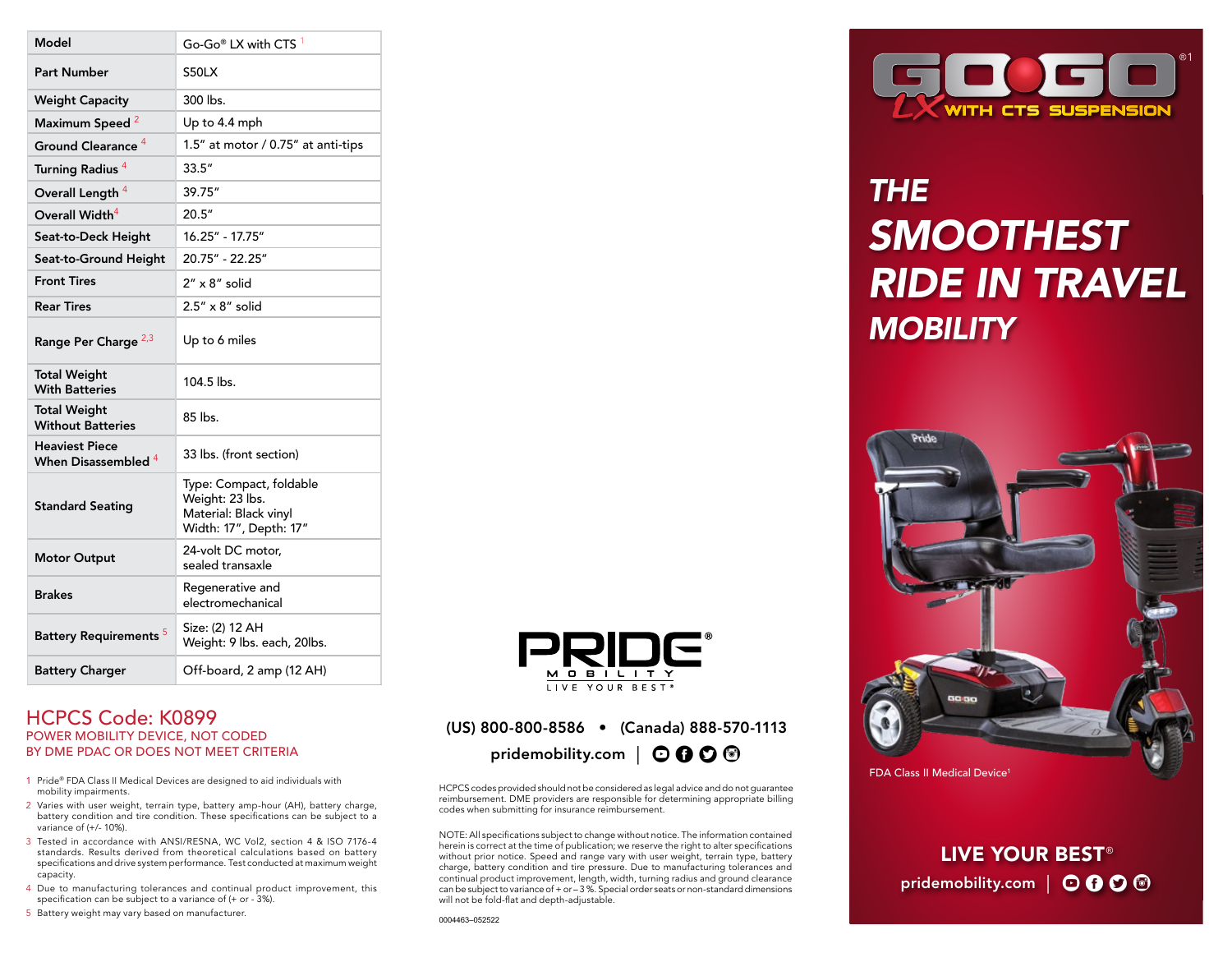| Model | Go-Go® LX with CTS [1] |
|---|---|
| Part Number | S50LX |
| Weight Capacity | 300 lbs. |
| Maximum Speed [2] | Up to 4.4 mph |
| Ground Clearance [4] | 1.5" at motor / 0.75" at anti-tips |
| Turning Radius [4] | 33.5" |
| Overall Length [4] | 39.75" |
| Overall Width[4] | 20.5" |
| Seat-to-Deck Height | 16.25" - 17.75" |
| Seat-to-Ground Height | 20.75" - 22.25" |
| Front Tires | 2" x 8" solid |
| Rear Tires | 2.5" x 8" solid |
| Range Per Charge [2,3] | Up to 6 miles |
| Total Weight With Batteries | 104.5 lbs. |
| Total Weight Without Batteries | 85 lbs. |
| Heaviest Piece When Disassembled [4] | 33 lbs. (front section) |
| Standard Seating | Type: Compact, foldable<br>Weight: 23 lbs.<br>Material: Black vinyl<br>Width: 17", Depth: 17" |
| Motor Output | 24-volt DC motor, sealed transaxle |
| Brakes | Regenerative and electromechanical |
| Battery Requirements [5] | Size: (2) 12 AH<br>Weight: 9 lbs. each, 20lbs. |
| Battery Charger | Off-board, 2 amp (12 AH) |

## HCPCS Code: K0899

POWER MOBILITY DEVICE, NOT CODED BY DME PDAC OR DOES NOT MEET CRITERIA

1. Pride® FDA Class II Medical Devices are designed to aid individuals with mobility impairments.
2. Varies with user weight, terrain type, battery amp-hour (AH), battery charge, battery condition and tire condition. These specifications can be subject to a variance of (+/- 10%).
3. Tested in accordance with ANSI/RESNA, WC Vol2, section 4 & ISO 7176-4 standards. Results derived from theoretical calculations based on battery specifications and drive system performance. Test conducted at maximum weight capacity.
4. Due to manufacturing tolerances and continual product improvement, this specification can be subject to a variance of (+ or - 3%).
5. Battery weight may vary based on manufacturer.

PRIDE® MOBILITY
LIVE YOUR BEST®

(US) 800-800-8586 • (Canada) 888-570-1113

pridemobility.com

HCPCS codes provided should not be considered as legal advice and do not guarantee reimbursement. DME providers are responsible for determining appropriate billing codes when submitting for insurance reimbursement.

NOTE: All specifications subject to change without notice. The information contained herein is correct at the time of publication; we reserve the right to alter specifications without prior notice. Speed and range vary with user weight, terrain type, battery charge, battery condition and tire pressure. Due to manufacturing tolerances and continual product improvement, length, width, turning radius and ground clearance can be subject to variance of + or – 3 %. Special order seats or non-standard dimensions will not be fold-flat and depth-adjustable.

0004463–052522

# GO-GO®[1] LX WITH CTS SUSPENSION

## THE SMOOTHEST RIDE IN TRAVEL MOBILITY

FDA Class II Medical Device[1]

LIVE YOUR BEST®

pridemobility.com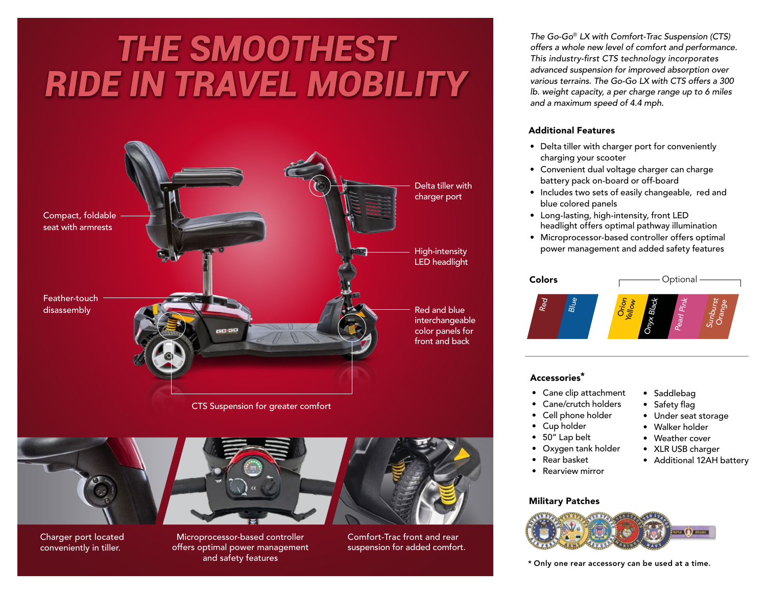# THE SMOOTHEST RIDE IN TRAVEL MOBILITY

Compact, foldable seat with armrests

Feather-touch disassembly

Delta tiller with charger port

High-intensity LED headlight

Red and blue interchangeable color panels for front and back

CTS Suspension for greater comfort

Charger port located conveniently in tiller.

Microprocessor-based controller offers optimal power management and safety features

Comfort-Trac front and rear suspension for added comfort.

*The Go-Go® LX with Comfort-Trac Suspension (CTS) offers a whole new level of comfort and performance. This industry-first CTS technology incorporates advanced suspension for improved absorption over various terrains. The Go-Go LX with CTS offers a 300 lb. weight capacity, a per charge range up to 6 miles and a maximum speed of 4.4 mph.*

## Additional Features

- Delta tiller with charger port for conveniently charging your scooter
- Convenient dual voltage charger can charge battery pack on-board or off-board
- Includes two sets of easily changeable, red and blue colored panels
- Long-lasting, high-intensity, front LED headlight offers optimal pathway illumination
- Microprocessor-based controller offers optimal power management and added safety features

## Colors

Red, Blue

Optional: Orion Yellow, Onyx Black, Pearl Pink, Sunburst Orange

## Accessories*

- Cane clip attachment
- Cane/crutch holders
- Cell phone holder
- Cup holder
- 50” Lap belt
- Oxygen tank holder
- Rear basket
- Rearview mirror
- Saddlebag
- Safety flag
- Under seat storage
- Walker holder
- Weather cover
- XLR USB charger
- Additional 12AH battery

## Military Patches

* Only one rear accessory can be used at a time.